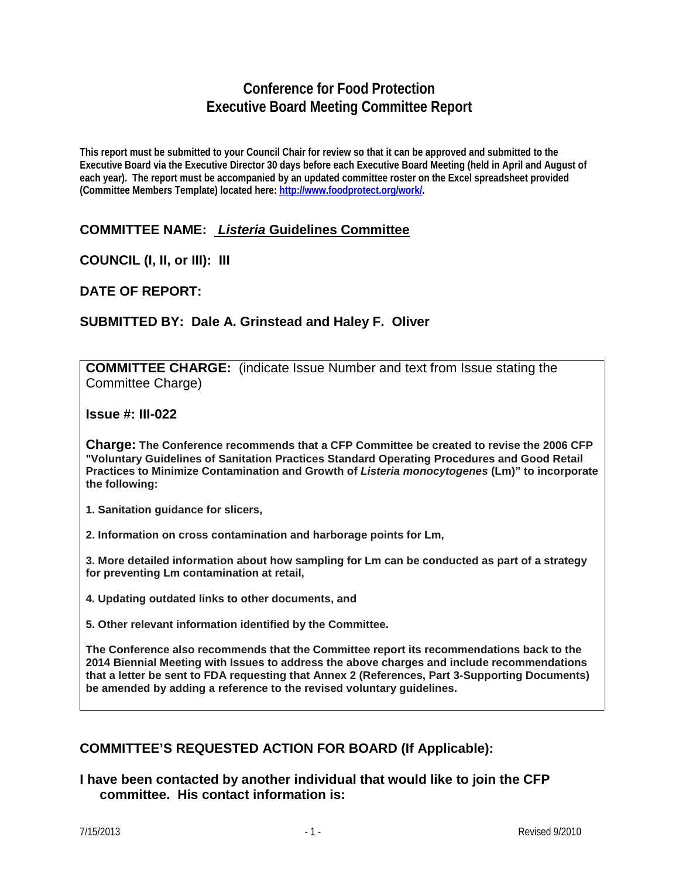# Conference for Food Protection
# Executive Board Meeting Committee Report

**This report must be submitted to your Council Chair for review so that it can be approved and submitted to the Executive Board via the Executive Director 30 days before each Executive Board Meeting (held in April and August of each year). The report must be accompanied by an updated committee roster on the Excel spreadsheet provided (Committee Members Template) located here: http://www.foodprotect.org/work/.**

## COMMITTEE NAME: *Listeria* Guidelines Committee

## COUNCIL (I, II, or III): III

## DATE OF REPORT:

## SUBMITTED BY: Dale A. Grinstead and Haley F. Oliver

**COMMITTEE CHARGE:** (indicate Issue Number and text from Issue stating the Committee Charge)

**Issue #: III-022**

**Charge: The Conference recommends that a CFP Committee be created to revise the 2006 CFP "Voluntary Guidelines of Sanitation Practices Standard Operating Procedures and Good Retail Practices to Minimize Contamination and Growth of *Listeria monocytogenes* (Lm)" to incorporate the following:**

**1. Sanitation guidance for slicers,**

**2. Information on cross contamination and harborage points for Lm,**

**3. More detailed information about how sampling for Lm can be conducted as part of a strategy for preventing Lm contamination at retail,**

**4. Updating outdated links to other documents, and**

**5. Other relevant information identified by the Committee.**

**The Conference also recommends that the Committee report its recommendations back to the 2014 Biennial Meeting with Issues to address the above charges and include recommendations that a letter be sent to FDA requesting that Annex 2 (References, Part 3-Supporting Documents) be amended by adding a reference to the revised voluntary guidelines.**

## COMMITTEE'S REQUESTED ACTION FOR BOARD (If Applicable):

**I have been contacted by another individual that would like to join the CFP committee. His contact information is:**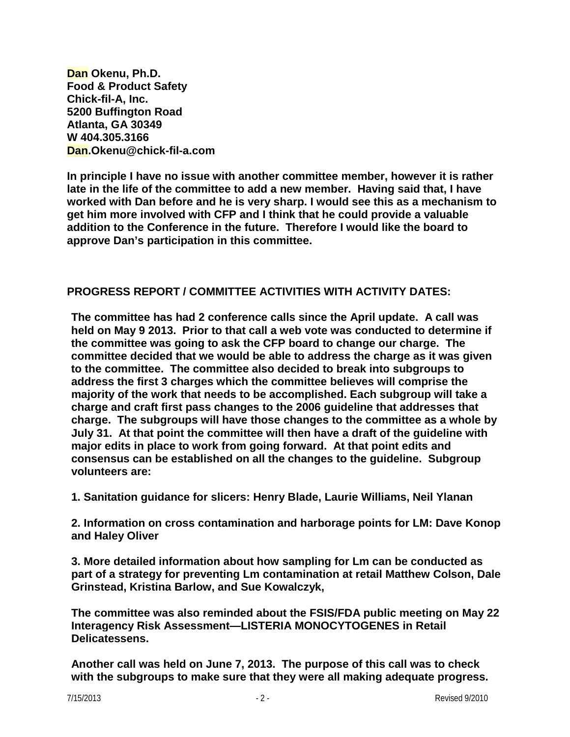**Dan Okenu, Ph.D.**
**Food & Product Safety**
**Chick-fil-A, Inc.**
**5200 Buffington Road**
**Atlanta, GA 30349**
**W 404.305.3166**
**Dan.Okenu@chick-fil-a.com**

**In principle I have no issue with another committee member, however it is rather late in the life of the committee to add a new member. Having said that, I have worked with Dan before and he is very sharp. I would see this as a mechanism to get him more involved with CFP and I think that he could provide a valuable addition to the Conference in the future. Therefore I would like the board to approve Dan's participation in this committee.**

**PROGRESS REPORT / COMMITTEE ACTIVITIES WITH ACTIVITY DATES:**

**The committee has had 2 conference calls since the April update. A call was held on May 9 2013. Prior to that call a web vote was conducted to determine if the committee was going to ask the CFP board to change our charge. The committee decided that we would be able to address the charge as it was given to the committee. The committee also decided to break into subgroups to address the first 3 charges which the committee believes will comprise the majority of the work that needs to be accomplished. Each subgroup will take a charge and craft first pass changes to the 2006 guideline that addresses that charge. The subgroups will have those changes to the committee as a whole by July 31. At that point the committee will then have a draft of the guideline with major edits in place to work from going forward. At that point edits and consensus can be established on all the changes to the guideline. Subgroup volunteers are:**

**1. Sanitation guidance for slicers: Henry Blade, Laurie Williams, Neil Ylanan**

**2. Information on cross contamination and harborage points for LM: Dave Konop and Haley Oliver**

**3. More detailed information about how sampling for Lm can be conducted as part of a strategy for preventing Lm contamination at retail Matthew Colson, Dale Grinstead, Kristina Barlow, and Sue Kowalczyk,**

**The committee was also reminded about the FSIS/FDA public meeting on May 22 Interagency Risk Assessment—LISTERIA MONOCYTOGENES in Retail Delicatessens.**

**Another call was held on June 7, 2013. The purpose of this call was to check with the subgroups to make sure that they were all making adequate progress.**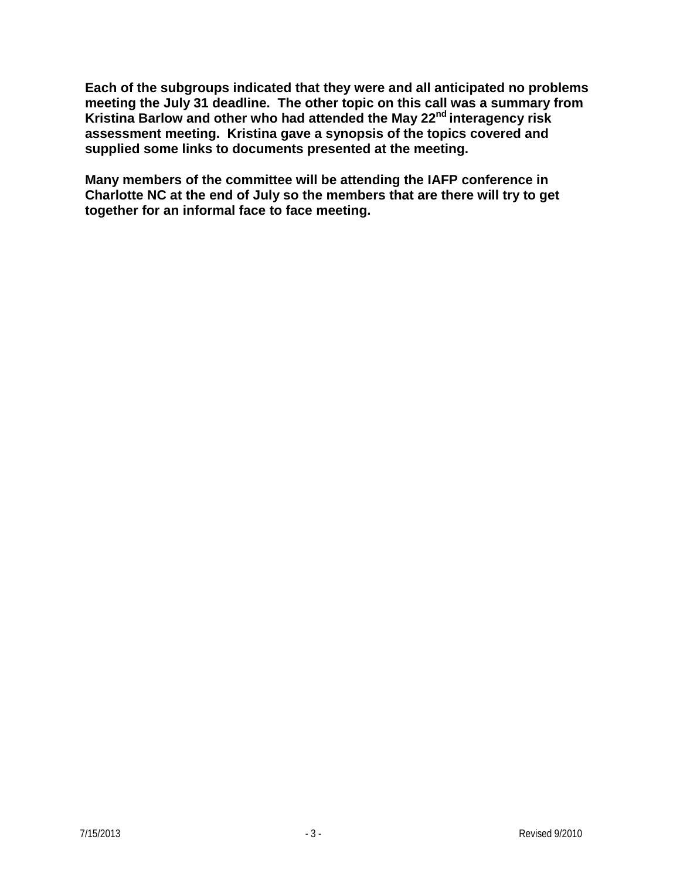**Each of the subgroups indicated that they were and all anticipated no problems meeting the July 31 deadline. The other topic on this call was a summary from Kristina Barlow and other who had attended the May 22nd interagency risk assessment meeting. Kristina gave a synopsis of the topics covered and supplied some links to documents presented at the meeting.**

**Many members of the committee will be attending the IAFP conference in Charlotte NC at the end of July so the members that are there will try to get together for an informal face to face meeting.**